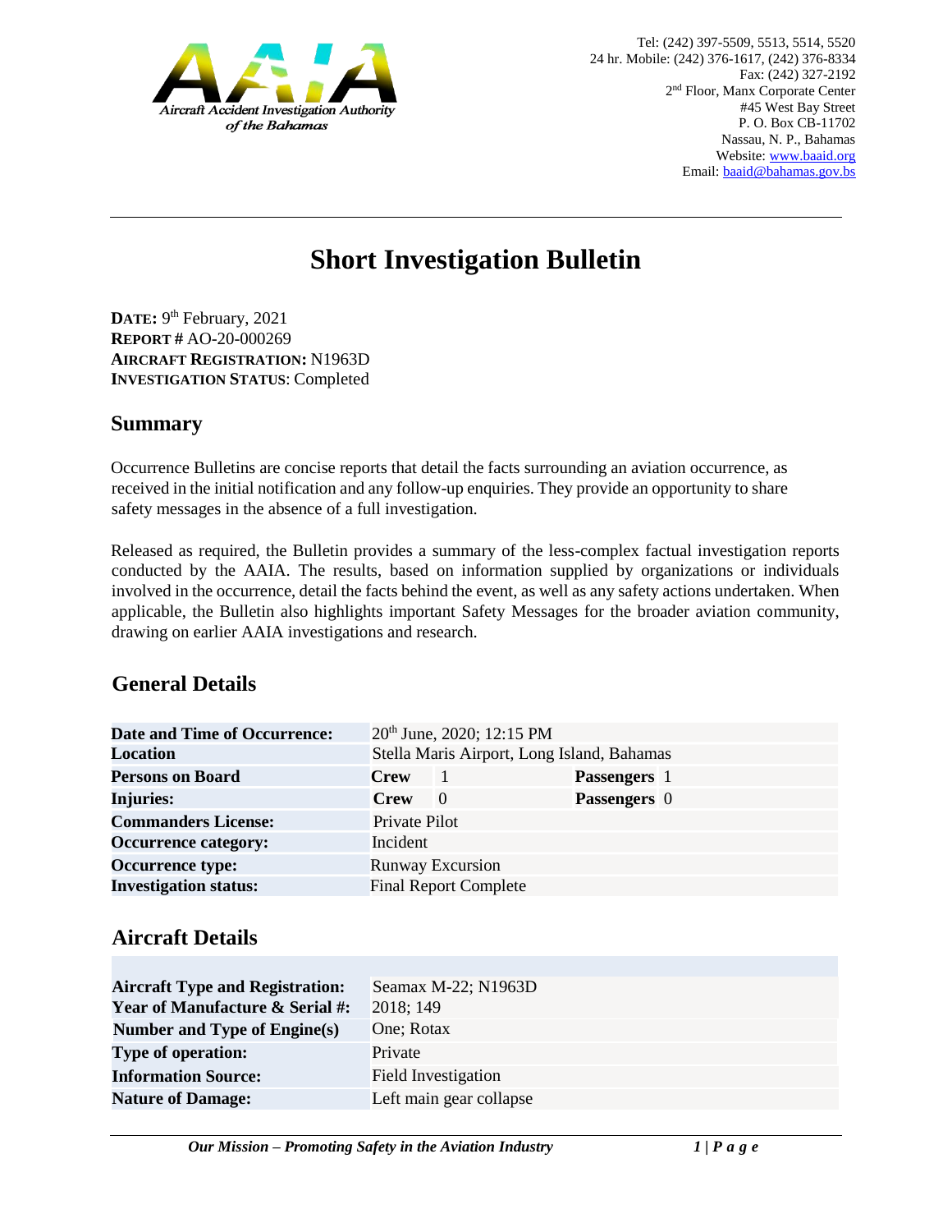Aircraft Accident Investigation Authority of the Bahamas

Tel: (242) 397-5509, 5513, 5514, 5520
24 hr. Mobile: (242) 376-1617, (242) 376-8334
Fax: (242) 327-2192
2nd Floor, Manx Corporate Center
#45 West Bay Street
P. O. Box CB-11702
Nassau, N. P., Bahamas
Website: www.baaid.org
Email: baaid@bahamas.gov.bs

# Short Investigation Bulletin

**DATE:** 9th February, 2021
**REPORT #** AO-20-000269
**AIRCRAFT REGISTRATION:** N1963D
**INVESTIGATION STATUS**: Completed

## Summary

Occurrence Bulletins are concise reports that detail the facts surrounding an aviation occurrence, as received in the initial notification and any follow-up enquiries. They provide an opportunity to share safety messages in the absence of a full investigation.

Released as required, the Bulletin provides a summary of the less-complex factual investigation reports conducted by the AAIA. The results, based on information supplied by organizations or individuals involved in the occurrence, detail the facts behind the event, as well as any safety actions undertaken. When applicable, the Bulletin also highlights important Safety Messages for the broader aviation community, drawing on earlier AAIA investigations and research.

## General Details

| | | | | |
|---|---|---|---|---|
| **Date and Time of Occurrence:** | 20th June, 2020; 12:15 PM | | | |
| **Location** | Stella Maris Airport, Long Island, Bahamas | | | |
| **Persons on Board** | **Crew** | 1 | **Passengers** | 1 |
| **Injuries:** | **Crew** | 0 | **Passengers** | 0 |
| **Commanders License:** | Private Pilot | | | |
| **Occurrence category:** | Incident | | | |
| **Occurrence type:** | Runway Excursion | | | |
| **Investigation status:** | Final Report Complete | | | |

## Aircraft Details

| | |
|---|---|
| **Aircraft Type and Registration:** | Seamax M-22; N1963D |
| **Year of Manufacture & Serial #:** | 2018; 149 |
| **Number and Type of Engine(s)** | One; Rotax |
| **Type of operation:** | Private |
| **Information Source:** | Field Investigation |
| **Nature of Damage:** | Left main gear collapse |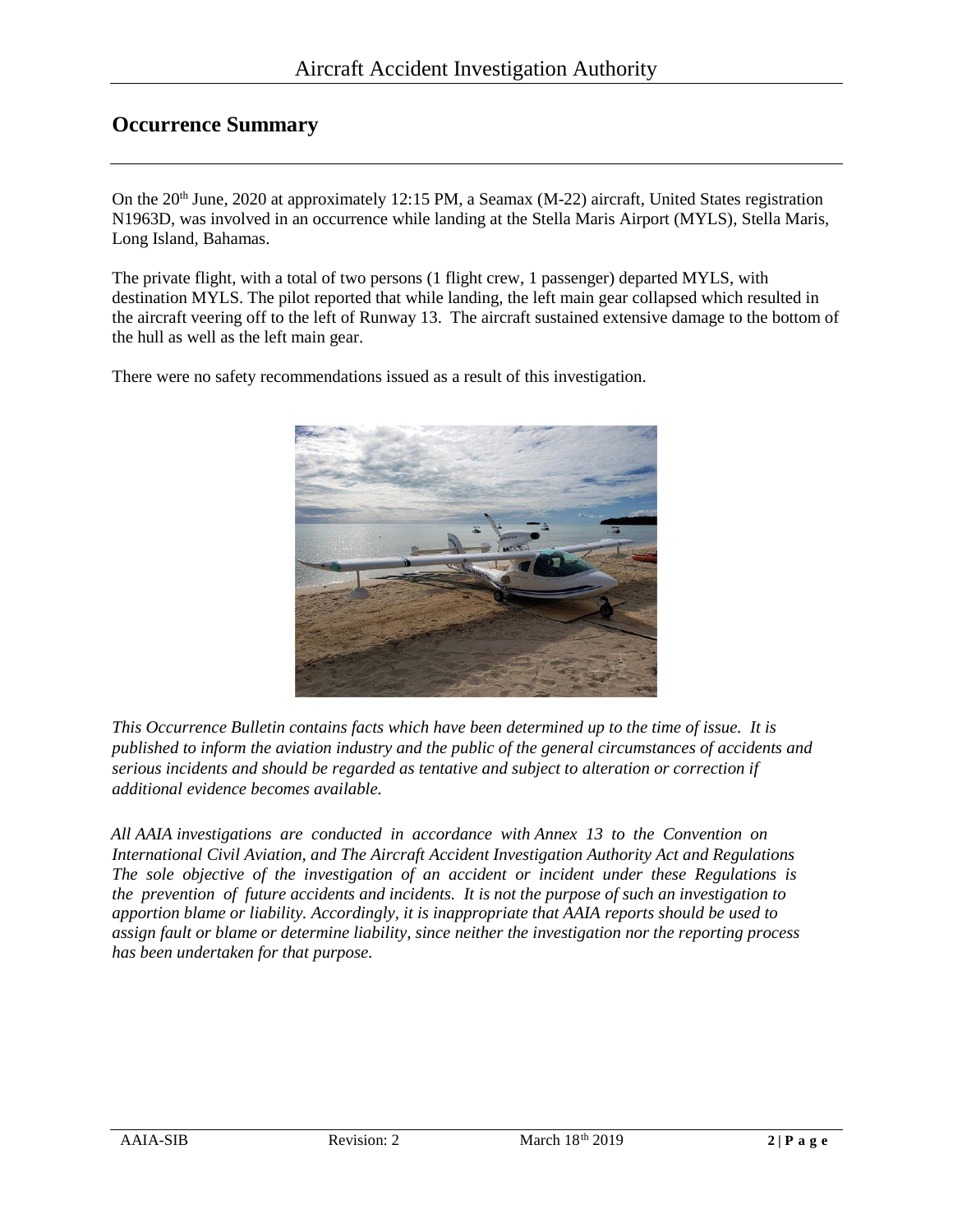## Occurrence Summary

On the 20th June, 2020 at approximately 12:15 PM, a Seamax (M-22) aircraft, United States registration N1963D, was involved in an occurrence while landing at the Stella Maris Airport (MYLS), Stella Maris, Long Island, Bahamas.

The private flight, with a total of two persons (1 flight crew, 1 passenger) departed MYLS, with destination MYLS. The pilot reported that while landing, the left main gear collapsed which resulted in the aircraft veering off to the left of Runway 13. The aircraft sustained extensive damage to the bottom of the hull as well as the left main gear.

There were no safety recommendations issued as a result of this investigation.

*This Occurrence Bulletin contains facts which have been determined up to the time of issue. It is published to inform the aviation industry and the public of the general circumstances of accidents and serious incidents and should be regarded as tentative and subject to alteration or correction if additional evidence becomes available.*

*All AAIA investigations are conducted in accordance with Annex 13 to the Convention on International Civil Aviation, and The Aircraft Accident Investigation Authority Act and Regulations The sole objective of the investigation of an accident or incident under these Regulations is the prevention of future accidents and incidents. It is not the purpose of such an investigation to apportion blame or liability. Accordingly, it is inappropriate that AAIA reports should be used to assign fault or blame or determine liability, since neither the investigation nor the reporting process has been undertaken for that purpose.*